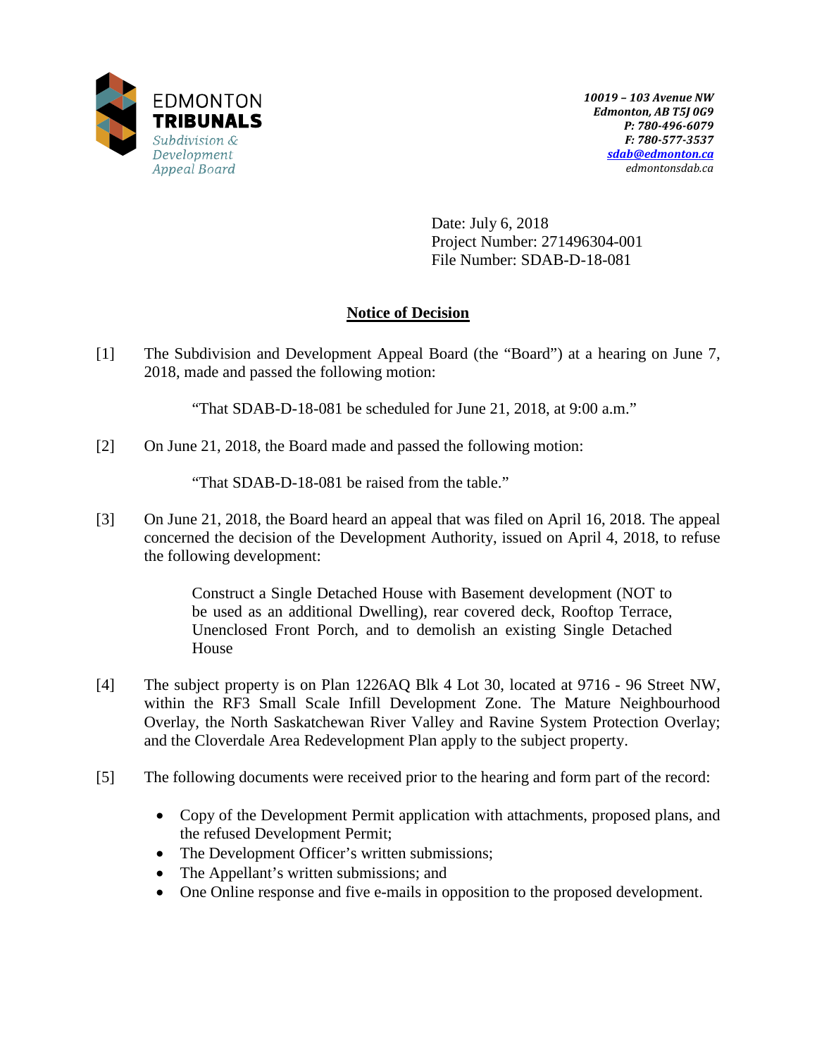EDMONTON
**TRIBUNALS**
*Subdivision & Development Appeal Board*

***10019 – 103 Avenue NW***
***Edmonton, AB T5J 0G9***
***P: 780-496-6079***
***F: 780-577-3537***
***sdab@edmonton.ca***
*edmontonsdab.ca*

Date: July 6, 2018
Project Number: 271496304-001
File Number: SDAB-D-18-081

## Notice of Decision

[1] The Subdivision and Development Appeal Board (the "Board") at a hearing on June 7, 2018, made and passed the following motion:

> "That SDAB-D-18-081 be scheduled for June 21, 2018, at 9:00 a.m."

[2] On June 21, 2018, the Board made and passed the following motion:

> "That SDAB-D-18-081 be raised from the table."

[3] On June 21, 2018, the Board heard an appeal that was filed on April 16, 2018. The appeal concerned the decision of the Development Authority, issued on April 4, 2018, to refuse the following development:

> Construct a Single Detached House with Basement development (NOT to be used as an additional Dwelling), rear covered deck, Rooftop Terrace, Unenclosed Front Porch, and to demolish an existing Single Detached House

[4] The subject property is on Plan 1226AQ Blk 4 Lot 30, located at 9716 - 96 Street NW, within the RF3 Small Scale Infill Development Zone. The Mature Neighbourhood Overlay, the North Saskatchewan River Valley and Ravine System Protection Overlay; and the Cloverdale Area Redevelopment Plan apply to the subject property.

[5] The following documents were received prior to the hearing and form part of the record:

- Copy of the Development Permit application with attachments, proposed plans, and the refused Development Permit;
- The Development Officer's written submissions;
- The Appellant's written submissions; and
- One Online response and five e-mails in opposition to the proposed development.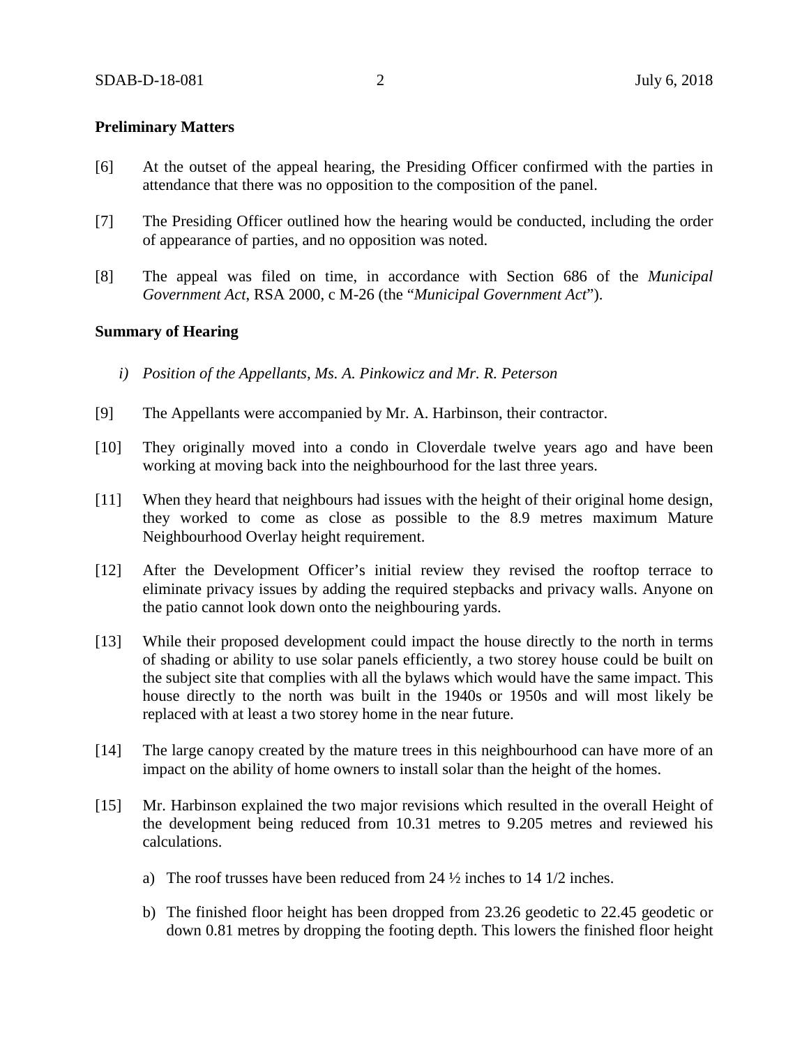**Preliminary Matters**

[6] At the outset of the appeal hearing, the Presiding Officer confirmed with the parties in attendance that there was no opposition to the composition of the panel.

[7] The Presiding Officer outlined how the hearing would be conducted, including the order of appearance of parties, and no opposition was noted.

[8] The appeal was filed on time, in accordance with Section 686 of the *Municipal Government Act*, RSA 2000, c M-26 (the "*Municipal Government Act*").

**Summary of Hearing**

*i) Position of the Appellants, Ms. A. Pinkowicz and Mr. R. Peterson*

[9] The Appellants were accompanied by Mr. A. Harbinson, their contractor.

[10] They originally moved into a condo in Cloverdale twelve years ago and have been working at moving back into the neighbourhood for the last three years.

[11] When they heard that neighbours had issues with the height of their original home design, they worked to come as close as possible to the 8.9 metres maximum Mature Neighbourhood Overlay height requirement.

[12] After the Development Officer's initial review they revised the rooftop terrace to eliminate privacy issues by adding the required stepbacks and privacy walls. Anyone on the patio cannot look down onto the neighbouring yards.

[13] While their proposed development could impact the house directly to the north in terms of shading or ability to use solar panels efficiently, a two storey house could be built on the subject site that complies with all the bylaws which would have the same impact. This house directly to the north was built in the 1940s or 1950s and will most likely be replaced with at least a two storey home in the near future.

[14] The large canopy created by the mature trees in this neighbourhood can have more of an impact on the ability of home owners to install solar than the height of the homes.

[15] Mr. Harbinson explained the two major revisions which resulted in the overall Height of the development being reduced from 10.31 metres to 9.205 metres and reviewed his calculations.

a) The roof trusses have been reduced from 24 ½ inches to 14 1/2 inches.

b) The finished floor height has been dropped from 23.26 geodetic to 22.45 geodetic or down 0.81 metres by dropping the footing depth. This lowers the finished floor height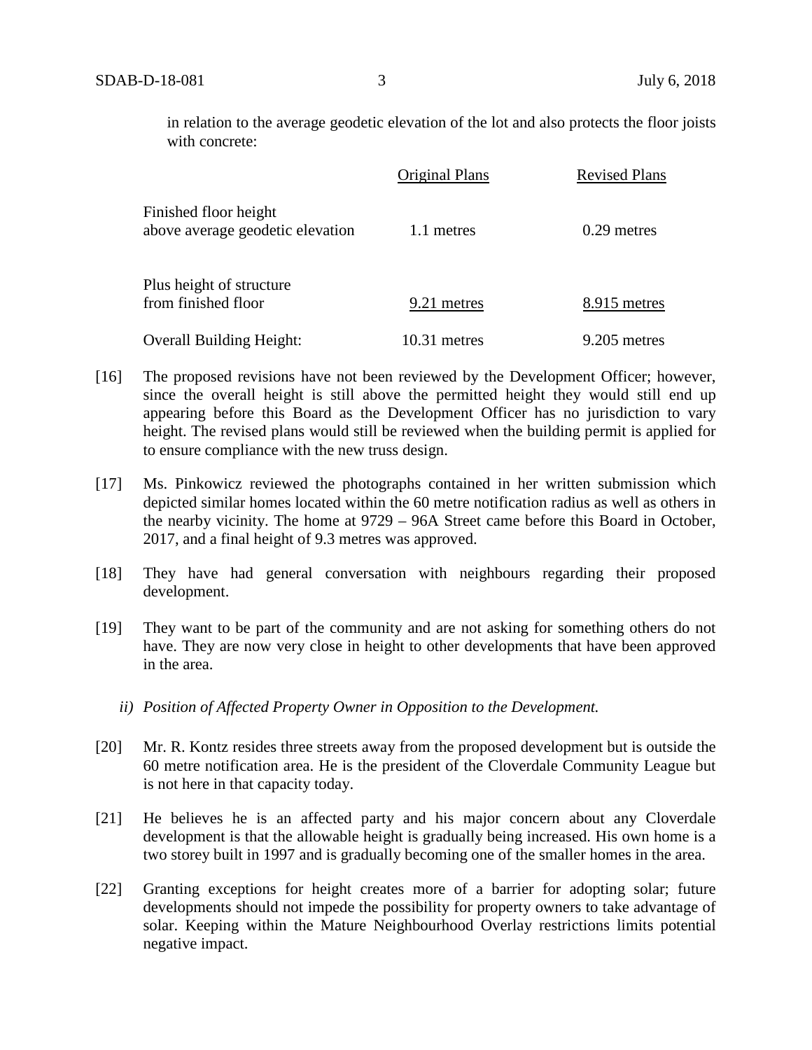in relation to the average geodetic elevation of the lot and also protects the floor joists with concrete:

| | Original Plans | Revised Plans |
|---|---|---|
| Finished floor height above average geodetic elevation | 1.1 metres | 0.29 metres |
| Plus height of structure from finished floor | 9.21 metres | 8.915 metres |
| Overall Building Height: | 10.31 metres | 9.205 metres |

[16] The proposed revisions have not been reviewed by the Development Officer; however, since the overall height is still above the permitted height they would still end up appearing before this Board as the Development Officer has no jurisdiction to vary height. The revised plans would still be reviewed when the building permit is applied for to ensure compliance with the new truss design.

[17] Ms. Pinkowicz reviewed the photographs contained in her written submission which depicted similar homes located within the 60 metre notification radius as well as others in the nearby vicinity. The home at 9729 – 96A Street came before this Board in October, 2017, and a final height of 9.3 metres was approved.

[18] They have had general conversation with neighbours regarding their proposed development.

[19] They want to be part of the community and are not asking for something others do not have. They are now very close in height to other developments that have been approved in the area.

*ii) Position of Affected Property Owner in Opposition to the Development.*

[20] Mr. R. Kontz resides three streets away from the proposed development but is outside the 60 metre notification area. He is the president of the Cloverdale Community League but is not here in that capacity today.

[21] He believes he is an affected party and his major concern about any Cloverdale development is that the allowable height is gradually being increased. His own home is a two storey built in 1997 and is gradually becoming one of the smaller homes in the area.

[22] Granting exceptions for height creates more of a barrier for adopting solar; future developments should not impede the possibility for property owners to take advantage of solar. Keeping within the Mature Neighbourhood Overlay restrictions limits potential negative impact.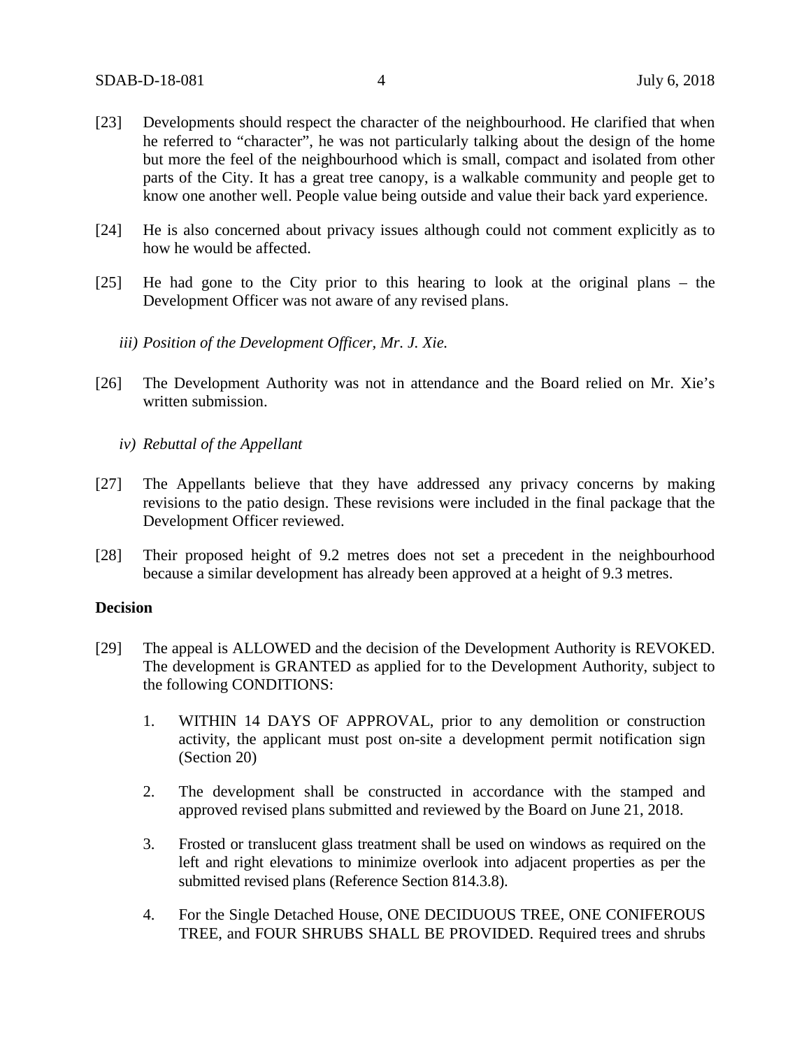[23] Developments should respect the character of the neighbourhood. He clarified that when he referred to "character", he was not particularly talking about the design of the home but more the feel of the neighbourhood which is small, compact and isolated from other parts of the City. It has a great tree canopy, is a walkable community and people get to know one another well. People value being outside and value their back yard experience.

[24] He is also concerned about privacy issues although could not comment explicitly as to how he would be affected.

[25] He had gone to the City prior to this hearing to look at the original plans – the Development Officer was not aware of any revised plans.

*iii) Position of the Development Officer, Mr. J. Xie.*

[26] The Development Authority was not in attendance and the Board relied on Mr. Xie's written submission.

*iv) Rebuttal of the Appellant*

[27] The Appellants believe that they have addressed any privacy concerns by making revisions to the patio design. These revisions were included in the final package that the Development Officer reviewed.

[28] Their proposed height of 9.2 metres does not set a precedent in the neighbourhood because a similar development has already been approved at a height of 9.3 metres.

**Decision**

[29] The appeal is ALLOWED and the decision of the Development Authority is REVOKED. The development is GRANTED as applied for to the Development Authority, subject to the following CONDITIONS:

1. WITHIN 14 DAYS OF APPROVAL, prior to any demolition or construction activity, the applicant must post on-site a development permit notification sign (Section 20)
2. The development shall be constructed in accordance with the stamped and approved revised plans submitted and reviewed by the Board on June 21, 2018.
3. Frosted or translucent glass treatment shall be used on windows as required on the left and right elevations to minimize overlook into adjacent properties as per the submitted revised plans (Reference Section 814.3.8).
4. For the Single Detached House, ONE DECIDUOUS TREE, ONE CONIFEROUS TREE, and FOUR SHRUBS SHALL BE PROVIDED. Required trees and shrubs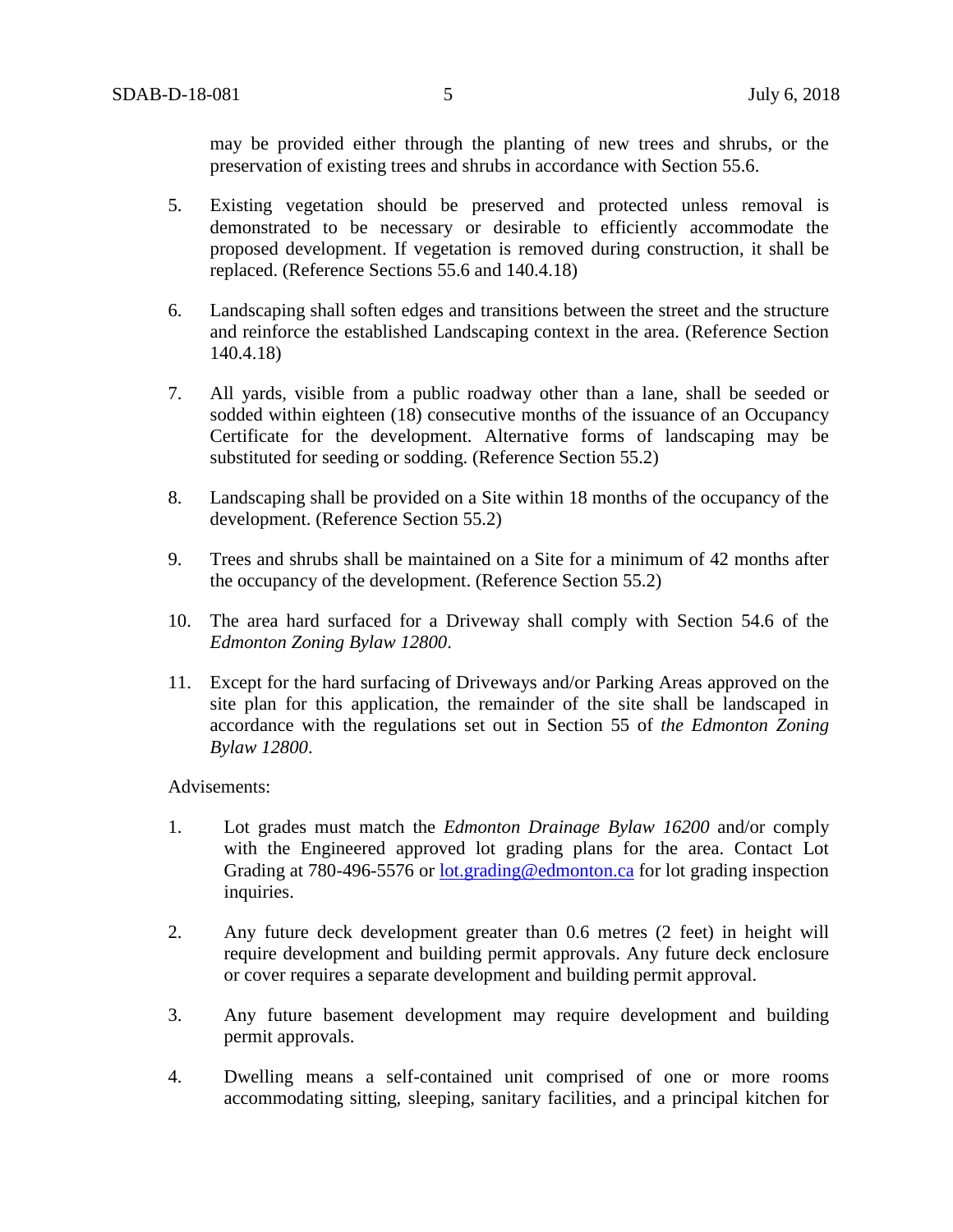may be provided either through the planting of new trees and shrubs, or the preservation of existing trees and shrubs in accordance with Section 55.6.

5. Existing vegetation should be preserved and protected unless removal is demonstrated to be necessary or desirable to efficiently accommodate the proposed development. If vegetation is removed during construction, it shall be replaced. (Reference Sections 55.6 and 140.4.18)

6. Landscaping shall soften edges and transitions between the street and the structure and reinforce the established Landscaping context in the area. (Reference Section 140.4.18)

7. All yards, visible from a public roadway other than a lane, shall be seeded or sodded within eighteen (18) consecutive months of the issuance of an Occupancy Certificate for the development. Alternative forms of landscaping may be substituted for seeding or sodding. (Reference Section 55.2)

8. Landscaping shall be provided on a Site within 18 months of the occupancy of the development. (Reference Section 55.2)

9. Trees and shrubs shall be maintained on a Site for a minimum of 42 months after the occupancy of the development. (Reference Section 55.2)

10. The area hard surfaced for a Driveway shall comply with Section 54.6 of the *Edmonton Zoning Bylaw 12800*.

11. Except for the hard surfacing of Driveways and/or Parking Areas approved on the site plan for this application, the remainder of the site shall be landscaped in accordance with the regulations set out in Section 55 of *the Edmonton Zoning Bylaw 12800*.

Advisements:

1. Lot grades must match the *Edmonton Drainage Bylaw 16200* and/or comply with the Engineered approved lot grading plans for the area. Contact Lot Grading at 780-496-5576 or [lot.grading@edmonton.ca](mailto:lot.grading@edmonton.ca) for lot grading inspection inquiries.

2. Any future deck development greater than 0.6 metres (2 feet) in height will require development and building permit approvals. Any future deck enclosure or cover requires a separate development and building permit approval.

3. Any future basement development may require development and building permit approvals.

4. Dwelling means a self-contained unit comprised of one or more rooms accommodating sitting, sleeping, sanitary facilities, and a principal kitchen for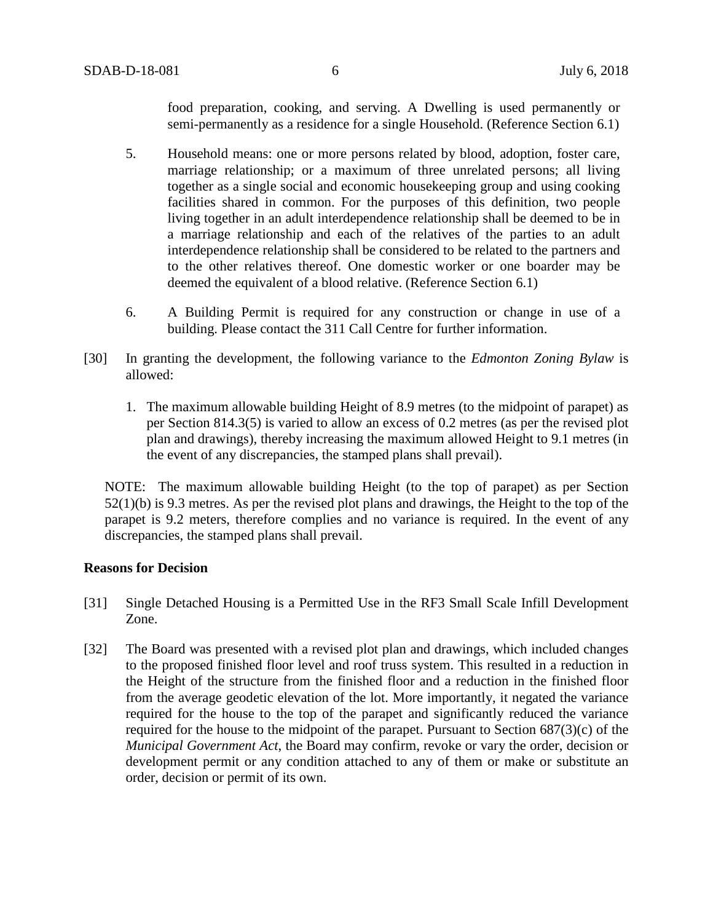food preparation, cooking, and serving. A Dwelling is used permanently or semi-permanently as a residence for a single Household. (Reference Section 6.1)

5. Household means: one or more persons related by blood, adoption, foster care, marriage relationship; or a maximum of three unrelated persons; all living together as a single social and economic housekeeping group and using cooking facilities shared in common. For the purposes of this definition, two people living together in an adult interdependence relationship shall be deemed to be in a marriage relationship and each of the relatives of the parties to an adult interdependence relationship shall be considered to be related to the partners and to the other relatives thereof. One domestic worker or one boarder may be deemed the equivalent of a blood relative. (Reference Section 6.1)

6. A Building Permit is required for any construction or change in use of a building. Please contact the 311 Call Centre for further information.

[30] In granting the development, the following variance to the *Edmonton Zoning Bylaw* is allowed:

1. The maximum allowable building Height of 8.9 metres (to the midpoint of parapet) as per Section 814.3(5) is varied to allow an excess of 0.2 metres (as per the revised plot plan and drawings), thereby increasing the maximum allowed Height to 9.1 metres (in the event of any discrepancies, the stamped plans shall prevail).

NOTE: The maximum allowable building Height (to the top of parapet) as per Section 52(1)(b) is 9.3 metres. As per the revised plot plans and drawings, the Height to the top of the parapet is 9.2 meters, therefore complies and no variance is required. In the event of any discrepancies, the stamped plans shall prevail.

**Reasons for Decision**

[31] Single Detached Housing is a Permitted Use in the RF3 Small Scale Infill Development Zone.

[32] The Board was presented with a revised plot plan and drawings, which included changes to the proposed finished floor level and roof truss system. This resulted in a reduction in the Height of the structure from the finished floor and a reduction in the finished floor from the average geodetic elevation of the lot. More importantly, it negated the variance required for the house to the top of the parapet and significantly reduced the variance required for the house to the midpoint of the parapet. Pursuant to Section 687(3)(c) of the *Municipal Government Act*, the Board may confirm, revoke or vary the order, decision or development permit or any condition attached to any of them or make or substitute an order, decision or permit of its own.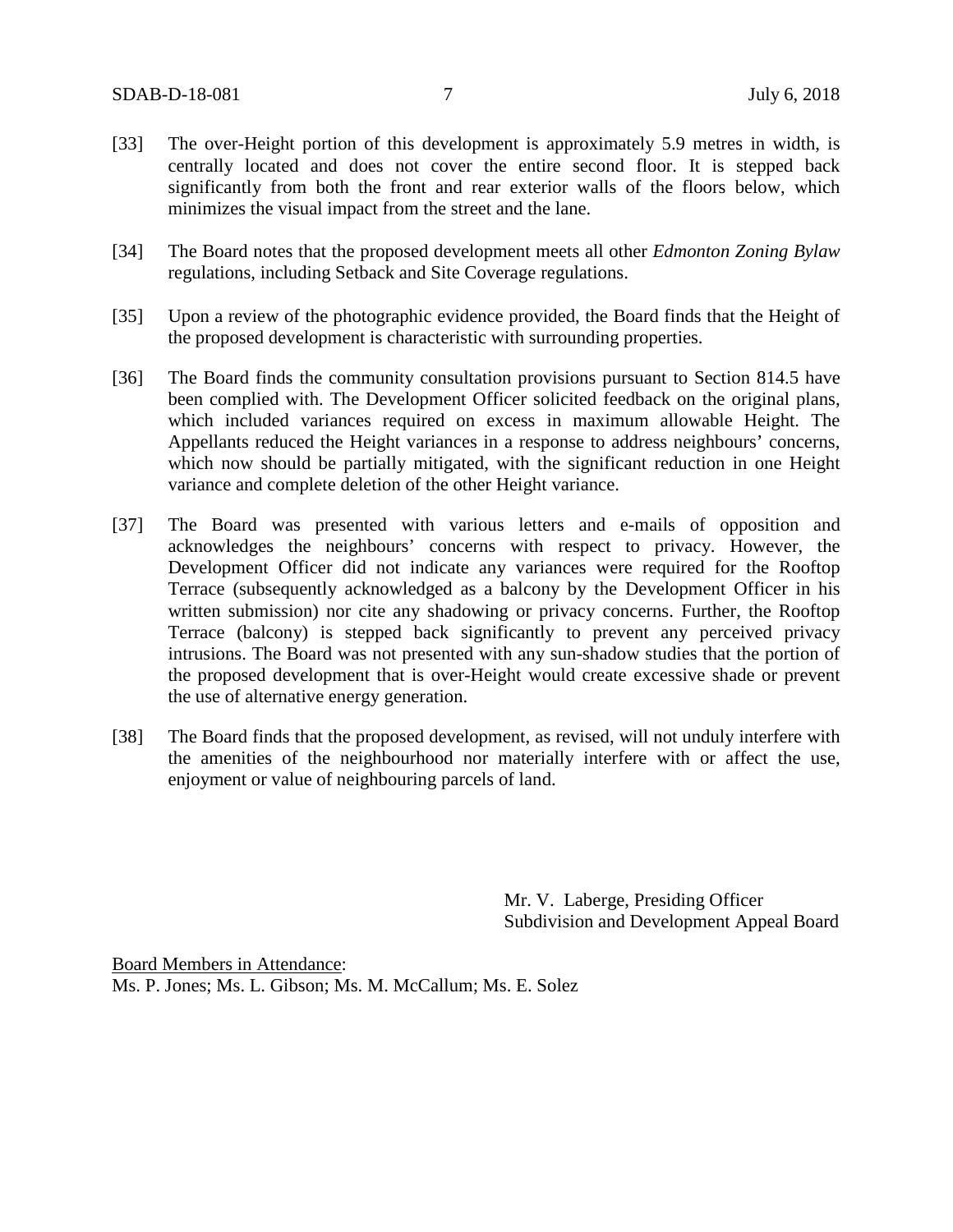[33] The over-Height portion of this development is approximately 5.9 metres in width, is centrally located and does not cover the entire second floor. It is stepped back significantly from both the front and rear exterior walls of the floors below, which minimizes the visual impact from the street and the lane.

[34] The Board notes that the proposed development meets all other *Edmonton Zoning Bylaw* regulations, including Setback and Site Coverage regulations.

[35] Upon a review of the photographic evidence provided, the Board finds that the Height of the proposed development is characteristic with surrounding properties.

[36] The Board finds the community consultation provisions pursuant to Section 814.5 have been complied with. The Development Officer solicited feedback on the original plans, which included variances required on excess in maximum allowable Height. The Appellants reduced the Height variances in a response to address neighbours' concerns, which now should be partially mitigated, with the significant reduction in one Height variance and complete deletion of the other Height variance.

[37] The Board was presented with various letters and e-mails of opposition and acknowledges the neighbours' concerns with respect to privacy. However, the Development Officer did not indicate any variances were required for the Rooftop Terrace (subsequently acknowledged as a balcony by the Development Officer in his written submission) nor cite any shadowing or privacy concerns. Further, the Rooftop Terrace (balcony) is stepped back significantly to prevent any perceived privacy intrusions. The Board was not presented with any sun-shadow studies that the portion of the proposed development that is over-Height would create excessive shade or prevent the use of alternative energy generation.

[38] The Board finds that the proposed development, as revised, will not unduly interfere with the amenities of the neighbourhood nor materially interfere with or affect the use, enjoyment or value of neighbouring parcels of land.

Mr. V. Laberge, Presiding Officer
Subdivision and Development Appeal Board

<u>Board Members in Attendance</u>:
Ms. P. Jones; Ms. L. Gibson; Ms. M. McCallum; Ms. E. Solez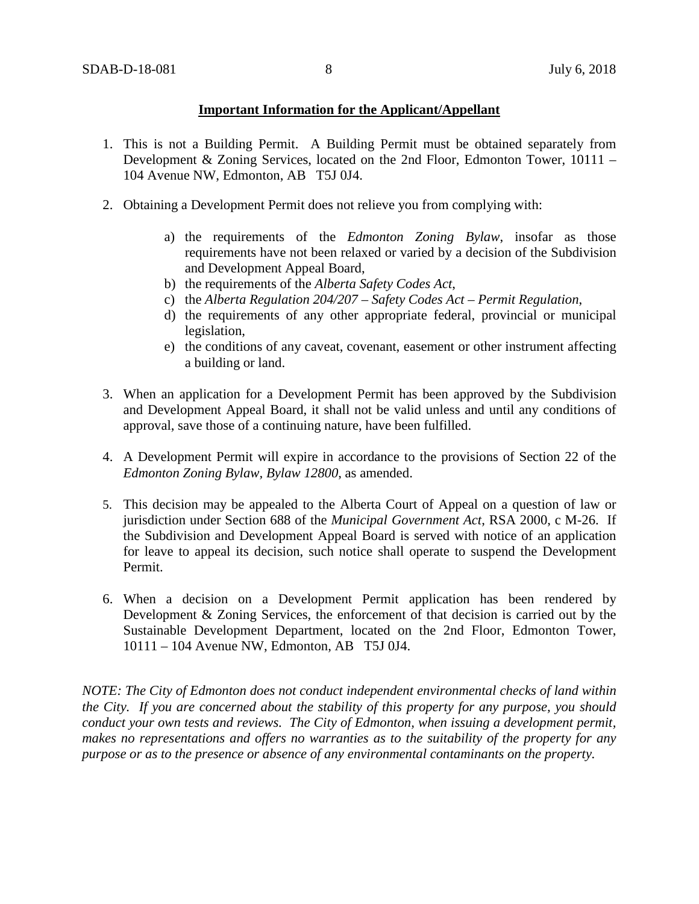**Important Information for the Applicant/Appellant**

1. This is not a Building Permit. A Building Permit must be obtained separately from Development & Zoning Services, located on the 2nd Floor, Edmonton Tower, 10111 – 104 Avenue NW, Edmonton, AB T5J 0J4.

2. Obtaining a Development Permit does not relieve you from complying with:

    a) the requirements of the *Edmonton Zoning Bylaw*, insofar as those requirements have not been relaxed or varied by a decision of the Subdivision and Development Appeal Board,
    b) the requirements of the *Alberta Safety Codes Act*,
    c) the *Alberta Regulation 204/207 – Safety Codes Act – Permit Regulation*,
    d) the requirements of any other appropriate federal, provincial or municipal legislation,
    e) the conditions of any caveat, covenant, easement or other instrument affecting a building or land.

3. When an application for a Development Permit has been approved by the Subdivision and Development Appeal Board, it shall not be valid unless and until any conditions of approval, save those of a continuing nature, have been fulfilled.

4. A Development Permit will expire in accordance to the provisions of Section 22 of the *Edmonton Zoning Bylaw, Bylaw 12800*, as amended.

5. This decision may be appealed to the Alberta Court of Appeal on a question of law or jurisdiction under Section 688 of the *Municipal Government Act*, RSA 2000, c M-26. If the Subdivision and Development Appeal Board is served with notice of an application for leave to appeal its decision, such notice shall operate to suspend the Development Permit.

6. When a decision on a Development Permit application has been rendered by Development & Zoning Services, the enforcement of that decision is carried out by the Sustainable Development Department, located on the 2nd Floor, Edmonton Tower, 10111 – 104 Avenue NW, Edmonton, AB T5J 0J4.

*NOTE: The City of Edmonton does not conduct independent environmental checks of land within the City. If you are concerned about the stability of this property for any purpose, you should conduct your own tests and reviews. The City of Edmonton, when issuing a development permit, makes no representations and offers no warranties as to the suitability of the property for any purpose or as to the presence or absence of any environmental contaminants on the property.*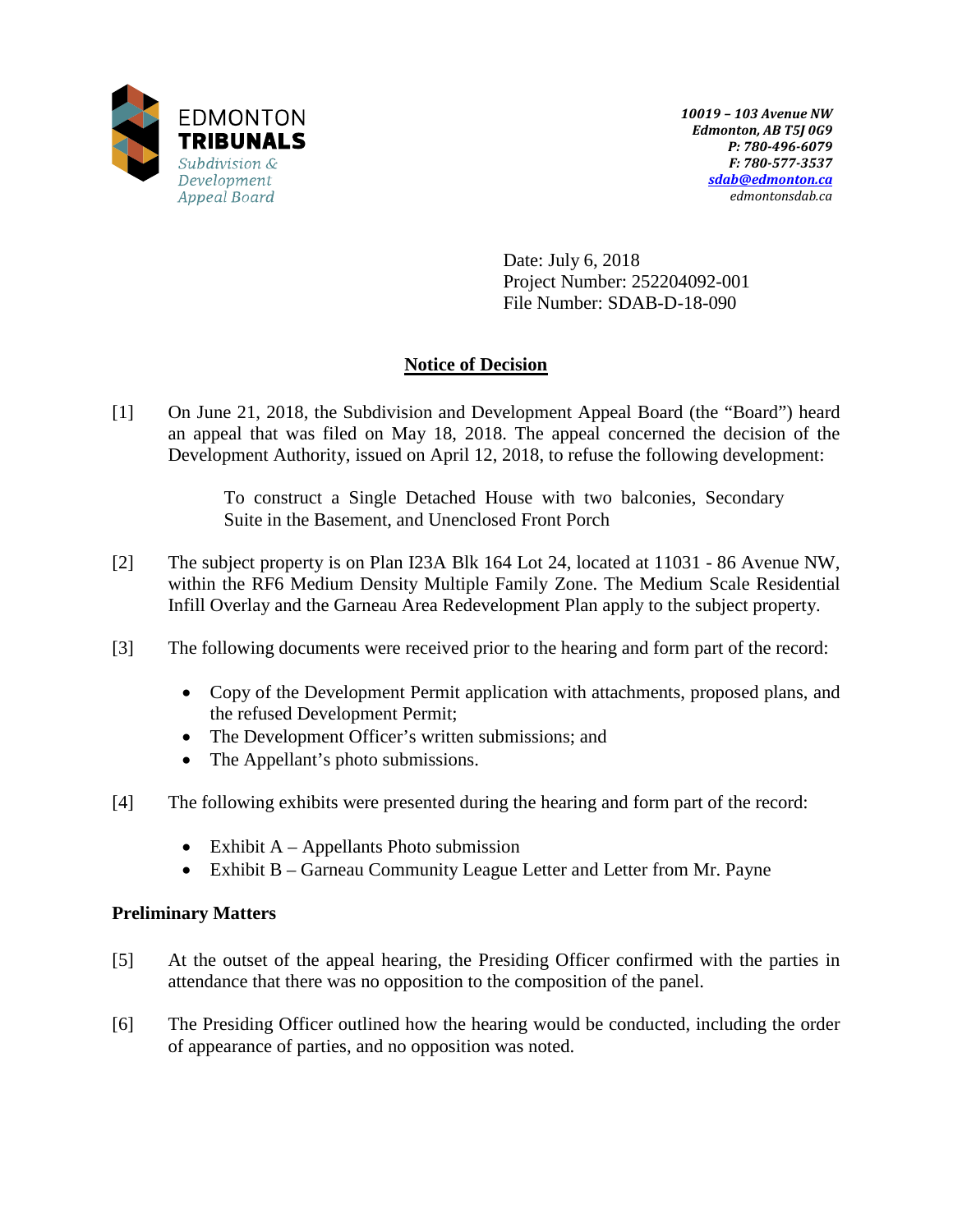EDMONTON
**TRIBUNALS**
*Subdivision & Development Appeal Board*

***10019 – 103 Avenue NW***
***Edmonton, AB T5J 0G9***
***P: 780-496-6079***
***F: 780-577-3537***
***sdab@edmonton.ca***
*edmontonsdab.ca*

Date: July 6, 2018
Project Number: 252204092-001
File Number: SDAB-D-18-090

**Notice of Decision**

[1] On June 21, 2018, the Subdivision and Development Appeal Board (the "Board") heard an appeal that was filed on May 18, 2018. The appeal concerned the decision of the Development Authority, issued on April 12, 2018, to refuse the following development:

> To construct a Single Detached House with two balconies, Secondary Suite in the Basement, and Unenclosed Front Porch

[2] The subject property is on Plan I23A Blk 164 Lot 24, located at 11031 - 86 Avenue NW, within the RF6 Medium Density Multiple Family Zone. The Medium Scale Residential Infill Overlay and the Garneau Area Redevelopment Plan apply to the subject property.

[3] The following documents were received prior to the hearing and form part of the record:

- Copy of the Development Permit application with attachments, proposed plans, and the refused Development Permit;
- The Development Officer's written submissions; and
- The Appellant's photo submissions.

[4] The following exhibits were presented during the hearing and form part of the record:

- Exhibit A – Appellants Photo submission
- Exhibit B – Garneau Community League Letter and Letter from Mr. Payne

**Preliminary Matters**

[5] At the outset of the appeal hearing, the Presiding Officer confirmed with the parties in attendance that there was no opposition to the composition of the panel.

[6] The Presiding Officer outlined how the hearing would be conducted, including the order of appearance of parties, and no opposition was noted.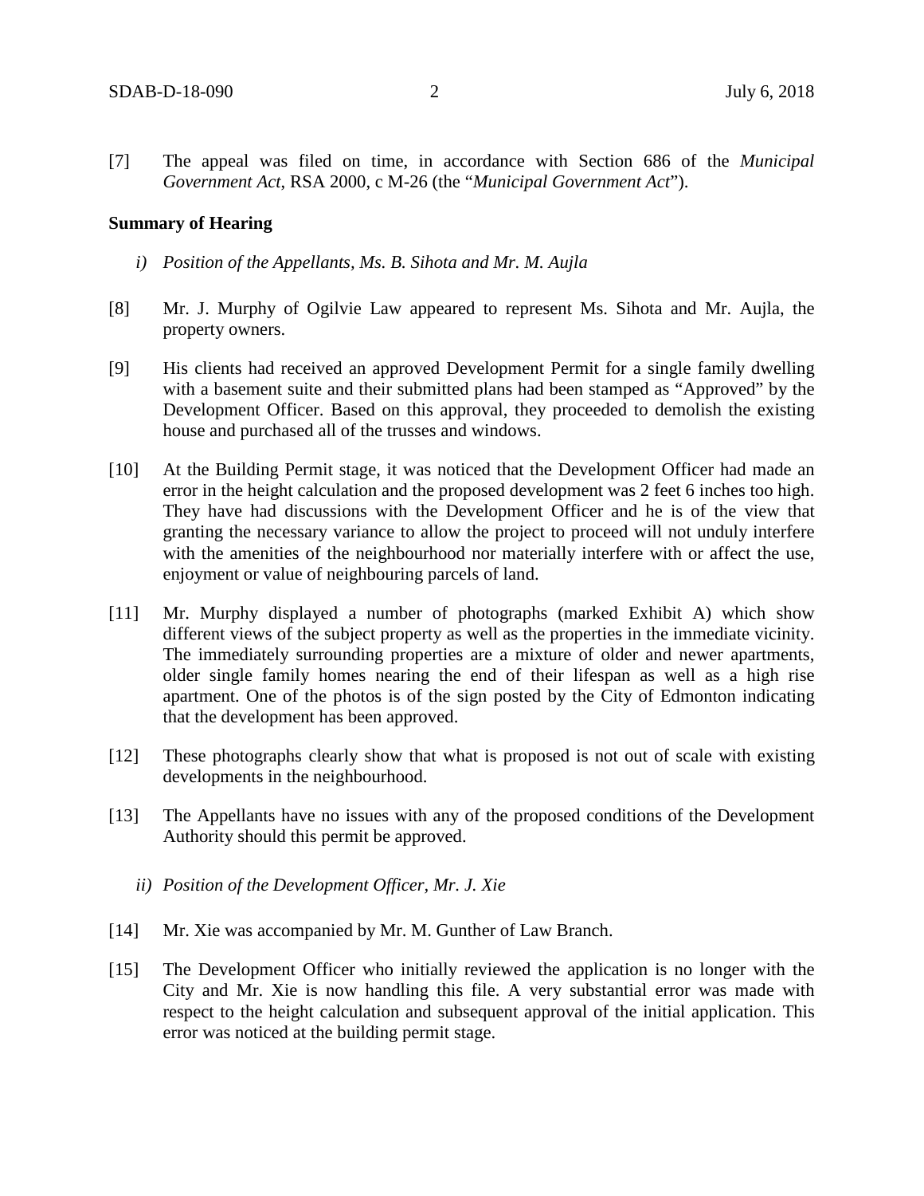[7] The appeal was filed on time, in accordance with Section 686 of the *Municipal Government Act*, RSA 2000, c M-26 (the "*Municipal Government Act*").

**Summary of Hearing**

*i) Position of the Appellants, Ms. B. Sihota and Mr. M. Aujla*

[8] Mr. J. Murphy of Ogilvie Law appeared to represent Ms. Sihota and Mr. Aujla, the property owners.

[9] His clients had received an approved Development Permit for a single family dwelling with a basement suite and their submitted plans had been stamped as "Approved" by the Development Officer. Based on this approval, they proceeded to demolish the existing house and purchased all of the trusses and windows.

[10] At the Building Permit stage, it was noticed that the Development Officer had made an error in the height calculation and the proposed development was 2 feet 6 inches too high. They have had discussions with the Development Officer and he is of the view that granting the necessary variance to allow the project to proceed will not unduly interfere with the amenities of the neighbourhood nor materially interfere with or affect the use, enjoyment or value of neighbouring parcels of land.

[11] Mr. Murphy displayed a number of photographs (marked Exhibit A) which show different views of the subject property as well as the properties in the immediate vicinity. The immediately surrounding properties are a mixture of older and newer apartments, older single family homes nearing the end of their lifespan as well as a high rise apartment. One of the photos is of the sign posted by the City of Edmonton indicating that the development has been approved.

[12] These photographs clearly show that what is proposed is not out of scale with existing developments in the neighbourhood.

[13] The Appellants have no issues with any of the proposed conditions of the Development Authority should this permit be approved.

*ii) Position of the Development Officer, Mr. J. Xie*

[14] Mr. Xie was accompanied by Mr. M. Gunther of Law Branch.

[15] The Development Officer who initially reviewed the application is no longer with the City and Mr. Xie is now handling this file. A very substantial error was made with respect to the height calculation and subsequent approval of the initial application. This error was noticed at the building permit stage.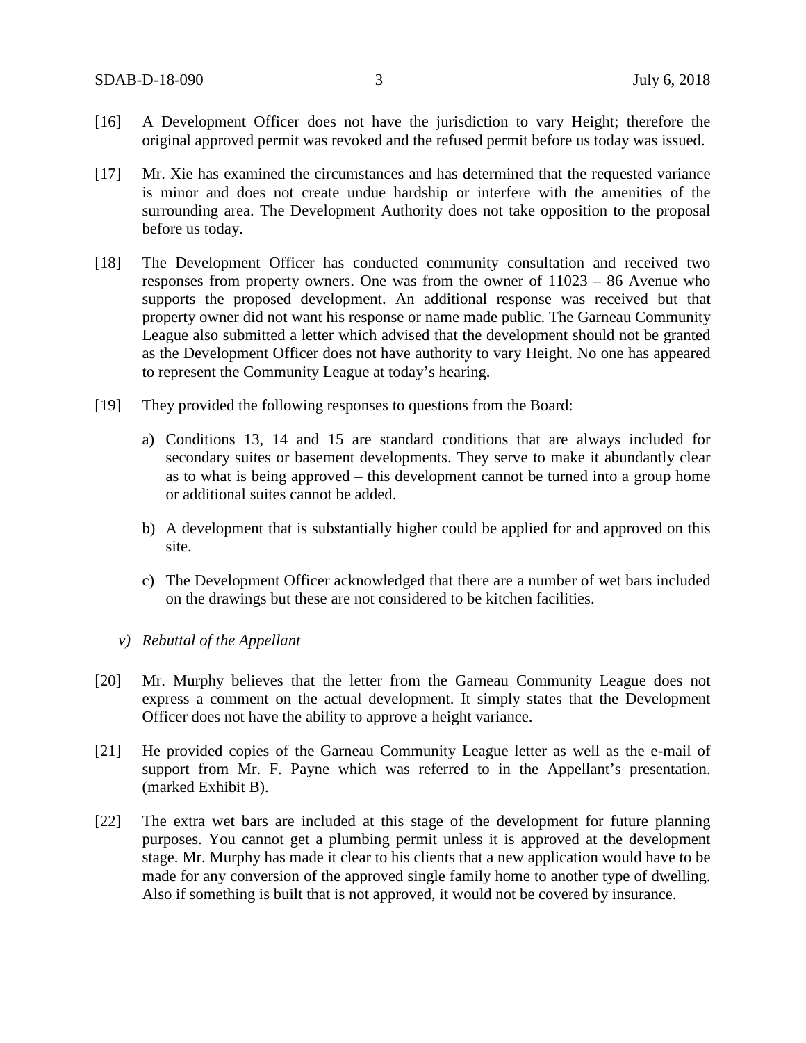[16] A Development Officer does not have the jurisdiction to vary Height; therefore the original approved permit was revoked and the refused permit before us today was issued.

[17] Mr. Xie has examined the circumstances and has determined that the requested variance is minor and does not create undue hardship or interfere with the amenities of the surrounding area. The Development Authority does not take opposition to the proposal before us today.

[18] The Development Officer has conducted community consultation and received two responses from property owners. One was from the owner of 11023 – 86 Avenue who supports the proposed development. An additional response was received but that property owner did not want his response or name made public. The Garneau Community League also submitted a letter which advised that the development should not be granted as the Development Officer does not have authority to vary Height. No one has appeared to represent the Community League at today's hearing.

[19] They provided the following responses to questions from the Board:

a) Conditions 13, 14 and 15 are standard conditions that are always included for secondary suites or basement developments. They serve to make it abundantly clear as to what is being approved – this development cannot be turned into a group home or additional suites cannot be added.

b) A development that is substantially higher could be applied for and approved on this site.

c) The Development Officer acknowledged that there are a number of wet bars included on the drawings but these are not considered to be kitchen facilities.

*v) Rebuttal of the Appellant*

[20] Mr. Murphy believes that the letter from the Garneau Community League does not express a comment on the actual development. It simply states that the Development Officer does not have the ability to approve a height variance.

[21] He provided copies of the Garneau Community League letter as well as the e-mail of support from Mr. F. Payne which was referred to in the Appellant's presentation. (marked Exhibit B).

[22] The extra wet bars are included at this stage of the development for future planning purposes. You cannot get a plumbing permit unless it is approved at the development stage. Mr. Murphy has made it clear to his clients that a new application would have to be made for any conversion of the approved single family home to another type of dwelling. Also if something is built that is not approved, it would not be covered by insurance.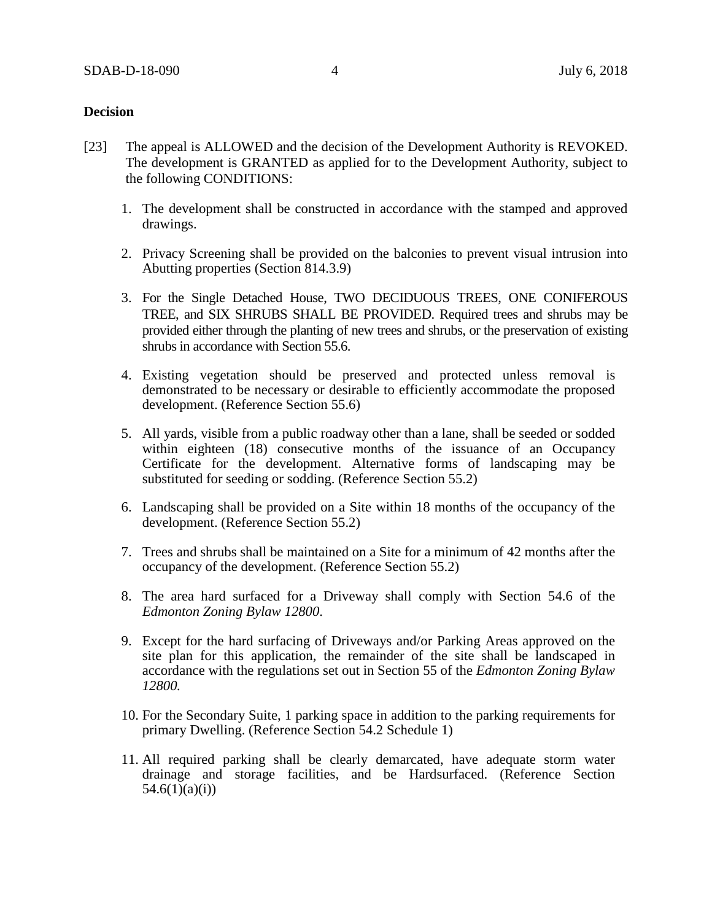## Decision

[23] The appeal is ALLOWED and the decision of the Development Authority is REVOKED. The development is GRANTED as applied for to the Development Authority, subject to the following CONDITIONS:

1. The development shall be constructed in accordance with the stamped and approved drawings.

2. Privacy Screening shall be provided on the balconies to prevent visual intrusion into Abutting properties (Section 814.3.9)

3. For the Single Detached House, TWO DECIDUOUS TREES, ONE CONIFEROUS TREE, and SIX SHRUBS SHALL BE PROVIDED. Required trees and shrubs may be provided either through the planting of new trees and shrubs, or the preservation of existing shrubs in accordance with Section 55.6.

4. Existing vegetation should be preserved and protected unless removal is demonstrated to be necessary or desirable to efficiently accommodate the proposed development. (Reference Section 55.6)

5. All yards, visible from a public roadway other than a lane, shall be seeded or sodded within eighteen (18) consecutive months of the issuance of an Occupancy Certificate for the development. Alternative forms of landscaping may be substituted for seeding or sodding. (Reference Section 55.2)

6. Landscaping shall be provided on a Site within 18 months of the occupancy of the development. (Reference Section 55.2)

7. Trees and shrubs shall be maintained on a Site for a minimum of 42 months after the occupancy of the development. (Reference Section 55.2)

8. The area hard surfaced for a Driveway shall comply with Section 54.6 of the *Edmonton Zoning Bylaw 12800*.

9. Except for the hard surfacing of Driveways and/or Parking Areas approved on the site plan for this application, the remainder of the site shall be landscaped in accordance with the regulations set out in Section 55 of the *Edmonton Zoning Bylaw 12800.*

10. For the Secondary Suite, 1 parking space in addition to the parking requirements for primary Dwelling. (Reference Section 54.2 Schedule 1)

11. All required parking shall be clearly demarcated, have adequate storm water drainage and storage facilities, and be Hardsurfaced. (Reference Section 54.6(1)(a)(i))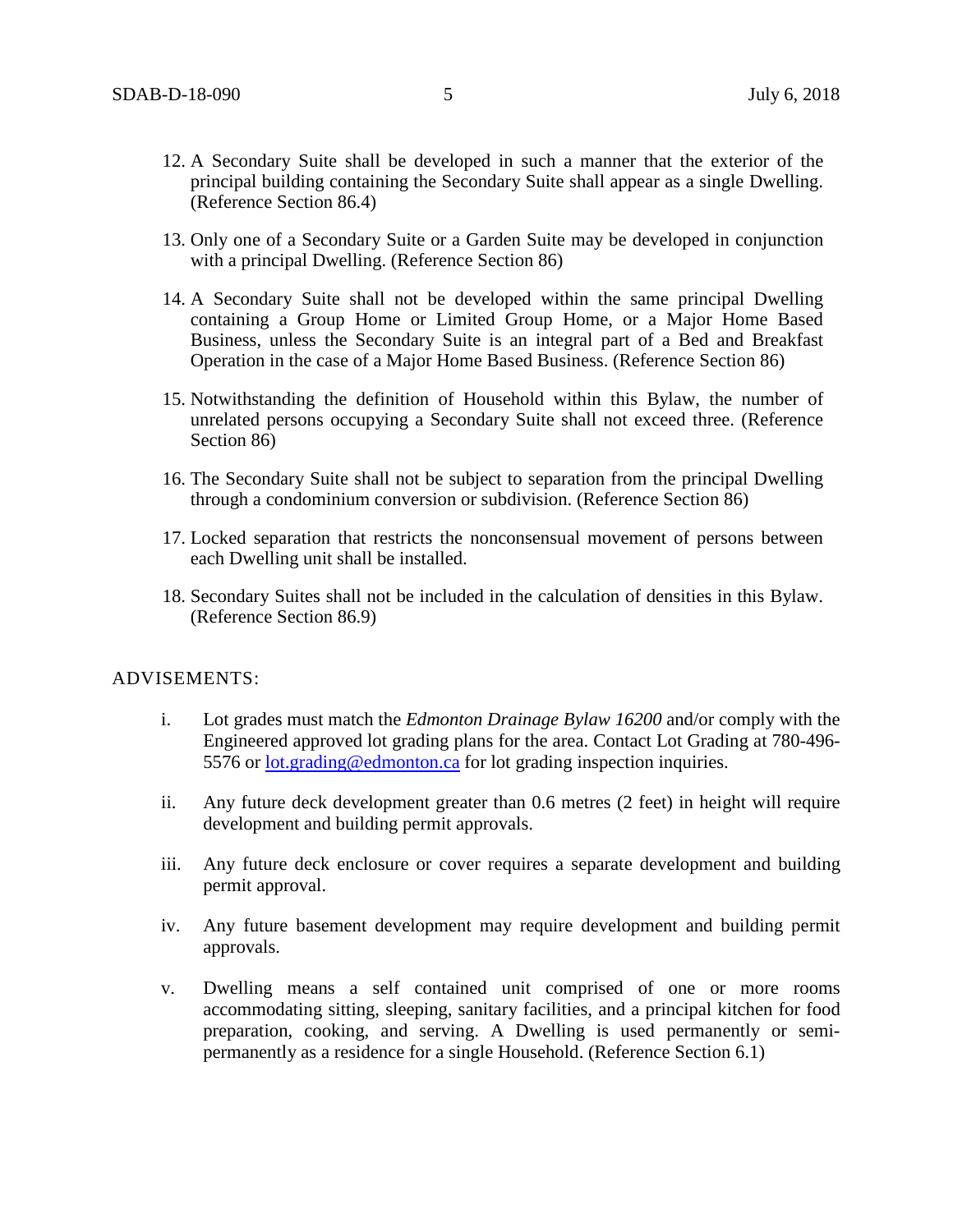12. A Secondary Suite shall be developed in such a manner that the exterior of the principal building containing the Secondary Suite shall appear as a single Dwelling. (Reference Section 86.4)

13. Only one of a Secondary Suite or a Garden Suite may be developed in conjunction with a principal Dwelling. (Reference Section 86)

14. A Secondary Suite shall not be developed within the same principal Dwelling containing a Group Home or Limited Group Home, or a Major Home Based Business, unless the Secondary Suite is an integral part of a Bed and Breakfast Operation in the case of a Major Home Based Business. (Reference Section 86)

15. Notwithstanding the definition of Household within this Bylaw, the number of unrelated persons occupying a Secondary Suite shall not exceed three. (Reference Section 86)

16. The Secondary Suite shall not be subject to separation from the principal Dwelling through a condominium conversion or subdivision. (Reference Section 86)

17. Locked separation that restricts the nonconsensual movement of persons between each Dwelling unit shall be installed.

18. Secondary Suites shall not be included in the calculation of densities in this Bylaw. (Reference Section 86.9)

ADVISEMENTS:

i. Lot grades must match the *Edmonton Drainage Bylaw 16200* and/or comply with the Engineered approved lot grading plans for the area. Contact Lot Grading at 780-496-5576 or lot.grading@edmonton.ca for lot grading inspection inquiries.

ii. Any future deck development greater than 0.6 metres (2 feet) in height will require development and building permit approvals.

iii. Any future deck enclosure or cover requires a separate development and building permit approval.

iv. Any future basement development may require development and building permit approvals.

v. Dwelling means a self contained unit comprised of one or more rooms accommodating sitting, sleeping, sanitary facilities, and a principal kitchen for food preparation, cooking, and serving. A Dwelling is used permanently or semi-permanently as a residence for a single Household. (Reference Section 6.1)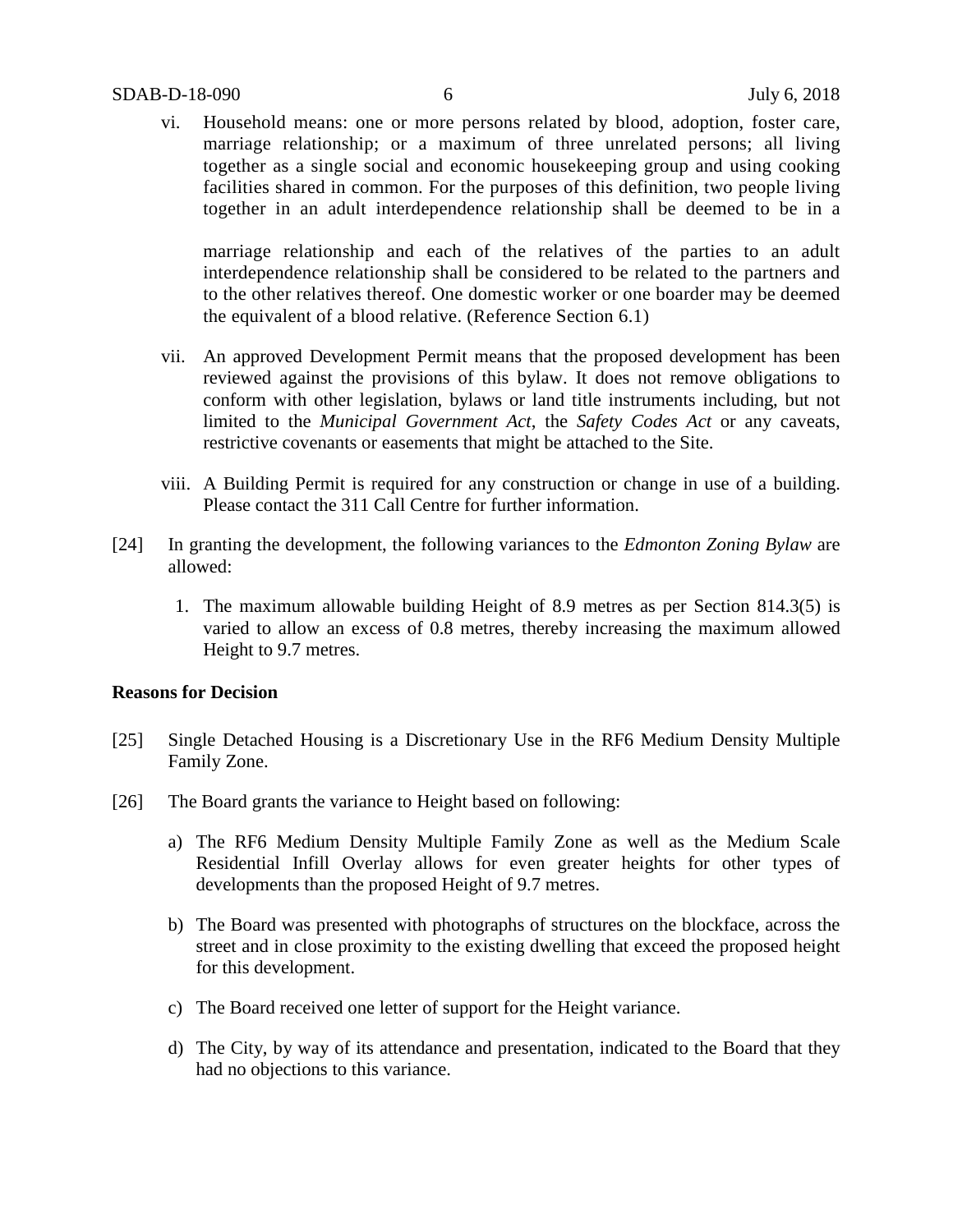vi. Household means: one or more persons related by blood, adoption, foster care, marriage relationship; or a maximum of three unrelated persons; all living together as a single social and economic housekeeping group and using cooking facilities shared in common. For the purposes of this definition, two people living together in an adult interdependence relationship shall be deemed to be in a marriage relationship and each of the relatives of the parties to an adult interdependence relationship shall be considered to be related to the partners and to the other relatives thereof. One domestic worker or one boarder may be deemed the equivalent of a blood relative. (Reference Section 6.1)

vii. An approved Development Permit means that the proposed development has been reviewed against the provisions of this bylaw. It does not remove obligations to conform with other legislation, bylaws or land title instruments including, but not limited to the *Municipal Government Act*, the *Safety Codes Act* or any caveats, restrictive covenants or easements that might be attached to the Site.

viii. A Building Permit is required for any construction or change in use of a building. Please contact the 311 Call Centre for further information.

[24] In granting the development, the following variances to the *Edmonton Zoning Bylaw* are allowed:

1. The maximum allowable building Height of 8.9 metres as per Section 814.3(5) is varied to allow an excess of 0.8 metres, thereby increasing the maximum allowed Height to 9.7 metres.

**Reasons for Decision**

[25] Single Detached Housing is a Discretionary Use in the RF6 Medium Density Multiple Family Zone.

[26] The Board grants the variance to Height based on following:

a) The RF6 Medium Density Multiple Family Zone as well as the Medium Scale Residential Infill Overlay allows for even greater heights for other types of developments than the proposed Height of 9.7 metres.

b) The Board was presented with photographs of structures on the blockface, across the street and in close proximity to the existing dwelling that exceed the proposed height for this development.

c) The Board received one letter of support for the Height variance.

d) The City, by way of its attendance and presentation, indicated to the Board that they had no objections to this variance.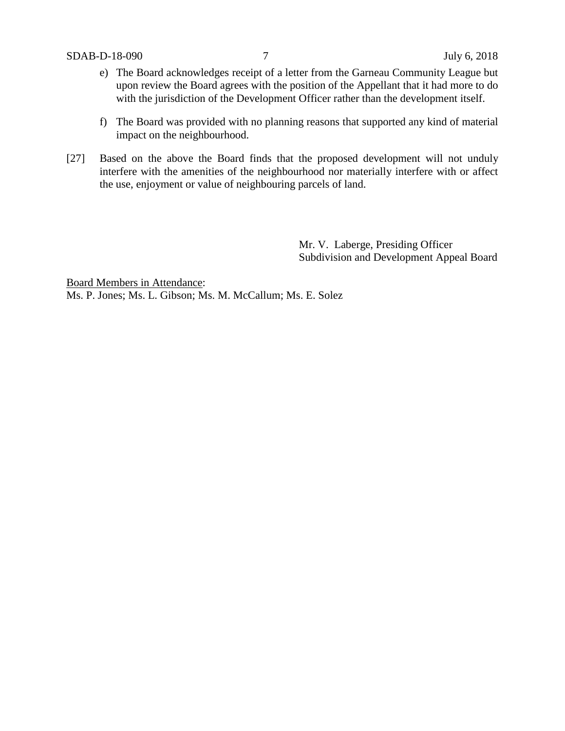e) The Board acknowledges receipt of a letter from the Garneau Community League but upon review the Board agrees with the position of the Appellant that it had more to do with the jurisdiction of the Development Officer rather than the development itself.

f) The Board was provided with no planning reasons that supported any kind of material impact on the neighbourhood.

[27] Based on the above the Board finds that the proposed development will not unduly interfere with the amenities of the neighbourhood nor materially interfere with or affect the use, enjoyment or value of neighbouring parcels of land.

Mr. V. Laberge, Presiding Officer
Subdivision and Development Appeal Board

Board Members in Attendance:
Ms. P. Jones; Ms. L. Gibson; Ms. M. McCallum; Ms. E. Solez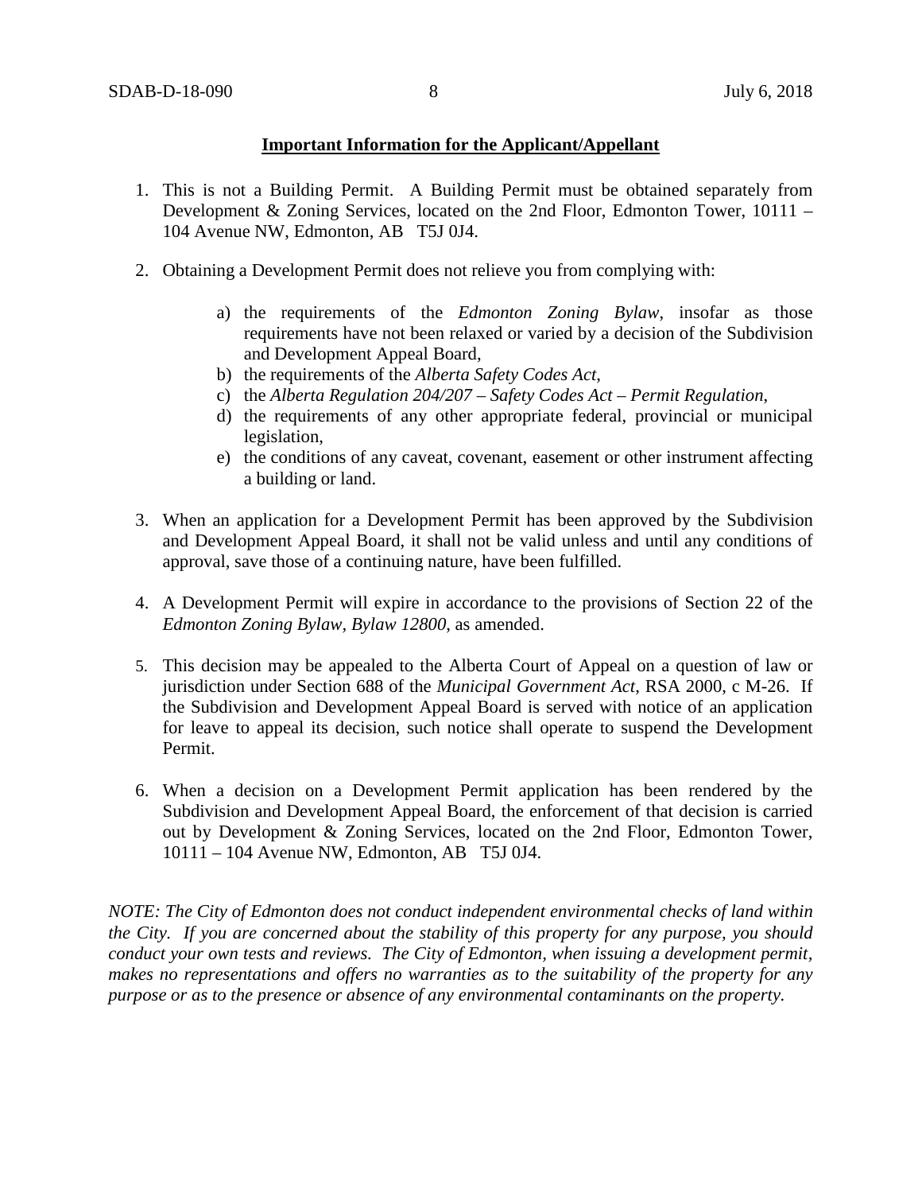**Important Information for the Applicant/Appellant**

1. This is not a Building Permit. A Building Permit must be obtained separately from Development & Zoning Services, located on the 2nd Floor, Edmonton Tower, 10111 – 104 Avenue NW, Edmonton, AB T5J 0J4.

2. Obtaining a Development Permit does not relieve you from complying with:

    a) the requirements of the *Edmonton Zoning Bylaw*, insofar as those requirements have not been relaxed or varied by a decision of the Subdivision and Development Appeal Board,
    b) the requirements of the *Alberta Safety Codes Act*,
    c) the *Alberta Regulation 204/207 – Safety Codes Act – Permit Regulation*,
    d) the requirements of any other appropriate federal, provincial or municipal legislation,
    e) the conditions of any caveat, covenant, easement or other instrument affecting a building or land.

3. When an application for a Development Permit has been approved by the Subdivision and Development Appeal Board, it shall not be valid unless and until any conditions of approval, save those of a continuing nature, have been fulfilled.

4. A Development Permit will expire in accordance to the provisions of Section 22 of the *Edmonton Zoning Bylaw, Bylaw 12800*, as amended.

5. This decision may be appealed to the Alberta Court of Appeal on a question of law or jurisdiction under Section 688 of the *Municipal Government Act*, RSA 2000, c M-26. If the Subdivision and Development Appeal Board is served with notice of an application for leave to appeal its decision, such notice shall operate to suspend the Development Permit.

6. When a decision on a Development Permit application has been rendered by the Subdivision and Development Appeal Board, the enforcement of that decision is carried out by Development & Zoning Services, located on the 2nd Floor, Edmonton Tower, 10111 – 104 Avenue NW, Edmonton, AB T5J 0J4.

*NOTE: The City of Edmonton does not conduct independent environmental checks of land within the City. If you are concerned about the stability of this property for any purpose, you should conduct your own tests and reviews. The City of Edmonton, when issuing a development permit, makes no representations and offers no warranties as to the suitability of the property for any purpose or as to the presence or absence of any environmental contaminants on the property.*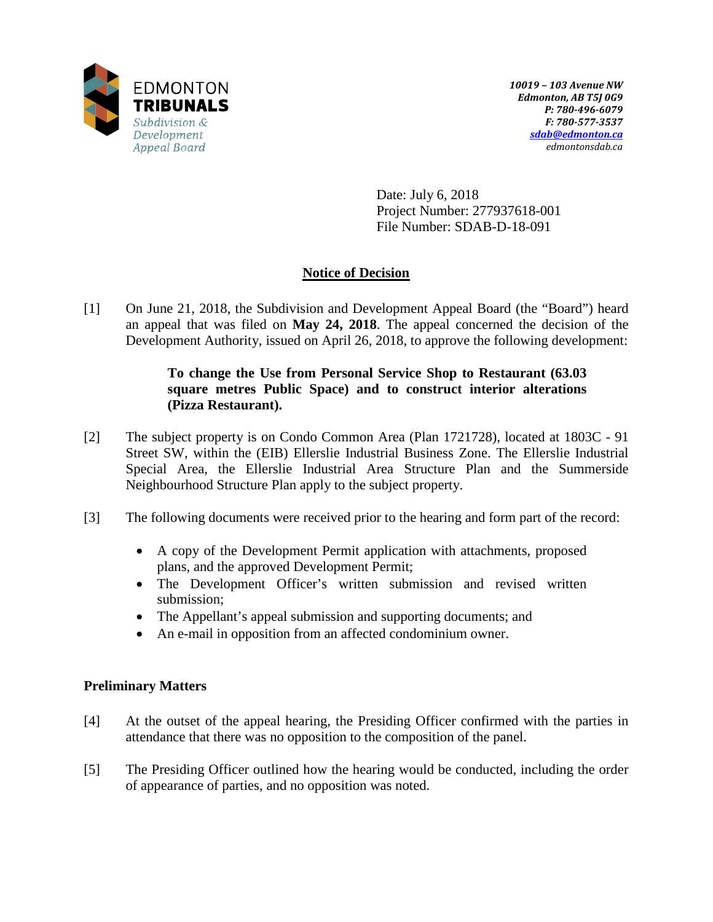EDMONTON **TRIBUNALS**
*Subdivision & Development Appeal Board*

*10019 – 103 Avenue NW*
*Edmonton, AB T5J 0G9*
*P: 780-496-6079*
*F: 780-577-3537*
*sdab@edmonton.ca*
*edmontonsdab.ca*

Date: July 6, 2018
Project Number: 277937618-001
File Number: SDAB-D-18-091

## Notice of Decision

[1] On June 21, 2018, the Subdivision and Development Appeal Board (the "Board") heard an appeal that was filed on **May 24, 2018**. The appeal concerned the decision of the Development Authority, issued on April 26, 2018, to approve the following development:

> **To change the Use from Personal Service Shop to Restaurant (63.03 square metres Public Space) and to construct interior alterations (Pizza Restaurant).**

[2] The subject property is on Condo Common Area (Plan 1721728), located at 1803C - 91 Street SW, within the (EIB) Ellerslie Industrial Business Zone. The Ellerslie Industrial Special Area, the Ellerslie Industrial Area Structure Plan and the Summerside Neighbourhood Structure Plan apply to the subject property.

[3] The following documents were received prior to the hearing and form part of the record:

- A copy of the Development Permit application with attachments, proposed plans, and the approved Development Permit;
- The Development Officer's written submission and revised written submission;
- The Appellant's appeal submission and supporting documents; and
- An e-mail in opposition from an affected condominium owner.

### Preliminary Matters

[4] At the outset of the appeal hearing, the Presiding Officer confirmed with the parties in attendance that there was no opposition to the composition of the panel.

[5] The Presiding Officer outlined how the hearing would be conducted, including the order of appearance of parties, and no opposition was noted.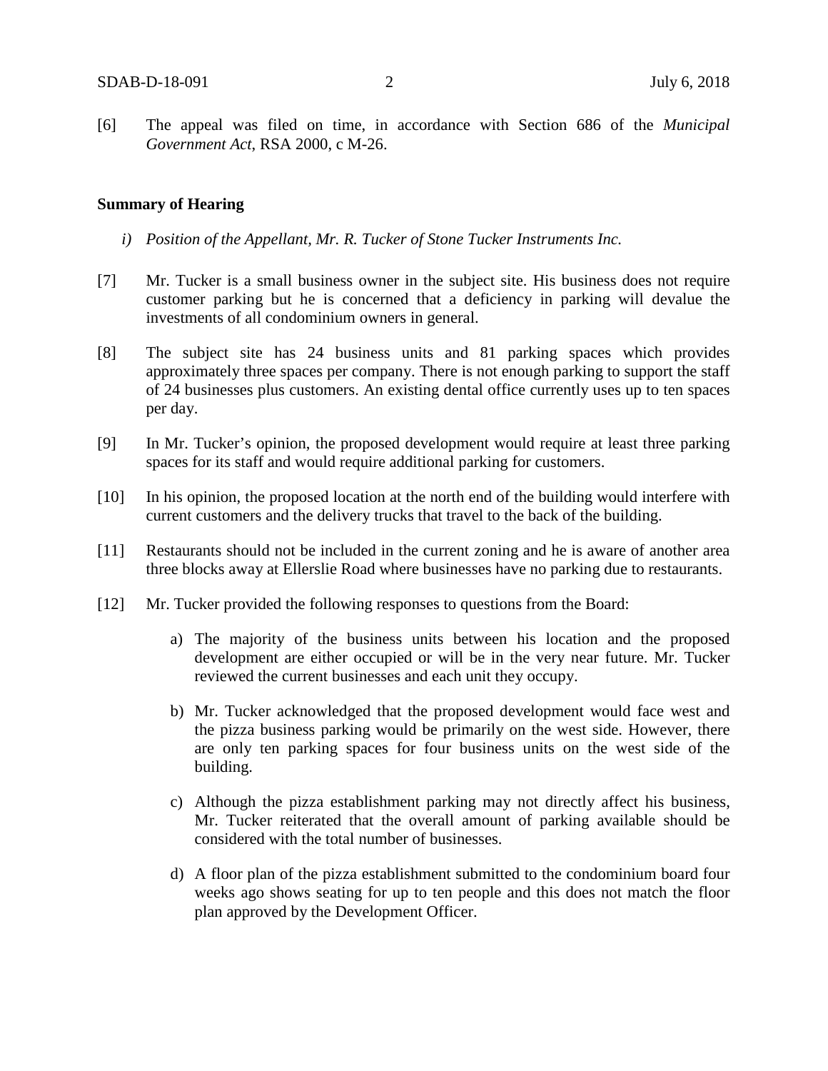[6] The appeal was filed on time, in accordance with Section 686 of the *Municipal Government Act*, RSA 2000, c M-26.

**Summary of Hearing**

*i) Position of the Appellant, Mr. R. Tucker of Stone Tucker Instruments Inc.*

[7] Mr. Tucker is a small business owner in the subject site. His business does not require customer parking but he is concerned that a deficiency in parking will devalue the investments of all condominium owners in general.

[8] The subject site has 24 business units and 81 parking spaces which provides approximately three spaces per company. There is not enough parking to support the staff of 24 businesses plus customers. An existing dental office currently uses up to ten spaces per day.

[9] In Mr. Tucker's opinion, the proposed development would require at least three parking spaces for its staff and would require additional parking for customers.

[10] In his opinion, the proposed location at the north end of the building would interfere with current customers and the delivery trucks that travel to the back of the building.

[11] Restaurants should not be included in the current zoning and he is aware of another area three blocks away at Ellerslie Road where businesses have no parking due to restaurants.

[12] Mr. Tucker provided the following responses to questions from the Board:

a) The majority of the business units between his location and the proposed development are either occupied or will be in the very near future. Mr. Tucker reviewed the current businesses and each unit they occupy.

b) Mr. Tucker acknowledged that the proposed development would face west and the pizza business parking would be primarily on the west side. However, there are only ten parking spaces for four business units on the west side of the building.

c) Although the pizza establishment parking may not directly affect his business, Mr. Tucker reiterated that the overall amount of parking available should be considered with the total number of businesses.

d) A floor plan of the pizza establishment submitted to the condominium board four weeks ago shows seating for up to ten people and this does not match the floor plan approved by the Development Officer.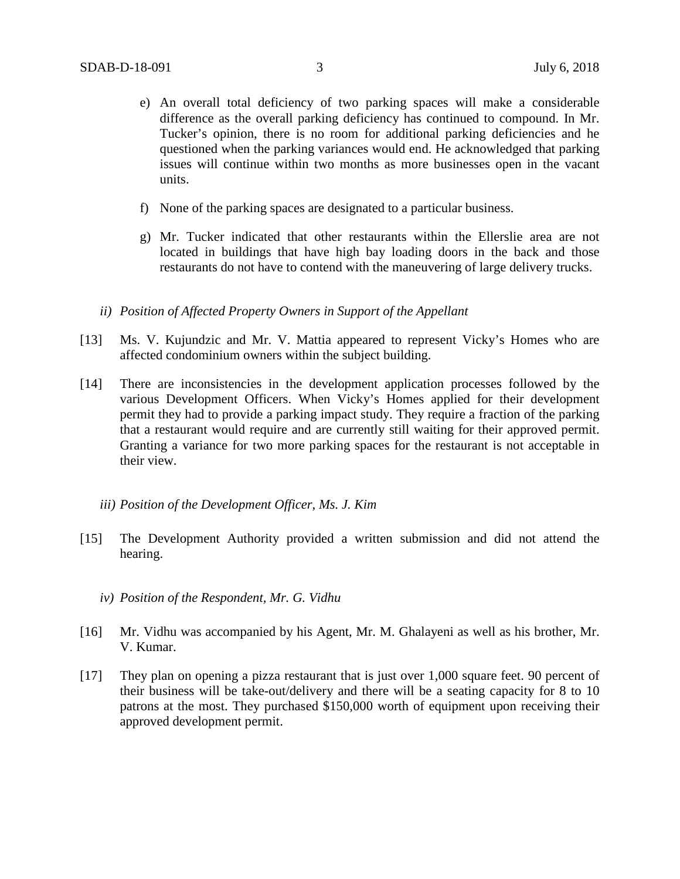e) An overall total deficiency of two parking spaces will make a considerable difference as the overall parking deficiency has continued to compound. In Mr. Tucker's opinion, there is no room for additional parking deficiencies and he questioned when the parking variances would end. He acknowledged that parking issues will continue within two months as more businesses open in the vacant units.

f) None of the parking spaces are designated to a particular business.

g) Mr. Tucker indicated that other restaurants within the Ellerslie area are not located in buildings that have high bay loading doors in the back and those restaurants do not have to contend with the maneuvering of large delivery trucks.

*ii) Position of Affected Property Owners in Support of the Appellant*

[13] Ms. V. Kujundzic and Mr. V. Mattia appeared to represent Vicky's Homes who are affected condominium owners within the subject building.

[14] There are inconsistencies in the development application processes followed by the various Development Officers. When Vicky's Homes applied for their development permit they had to provide a parking impact study. They require a fraction of the parking that a restaurant would require and are currently still waiting for their approved permit. Granting a variance for two more parking spaces for the restaurant is not acceptable in their view.

*iii) Position of the Development Officer, Ms. J. Kim*

[15] The Development Authority provided a written submission and did not attend the hearing.

*iv) Position of the Respondent, Mr. G. Vidhu*

[16] Mr. Vidhu was accompanied by his Agent, Mr. M. Ghalayeni as well as his brother, Mr. V. Kumar.

[17] They plan on opening a pizza restaurant that is just over 1,000 square feet. 90 percent of their business will be take-out/delivery and there will be a seating capacity for 8 to 10 patrons at the most. They purchased $150,000 worth of equipment upon receiving their approved development permit.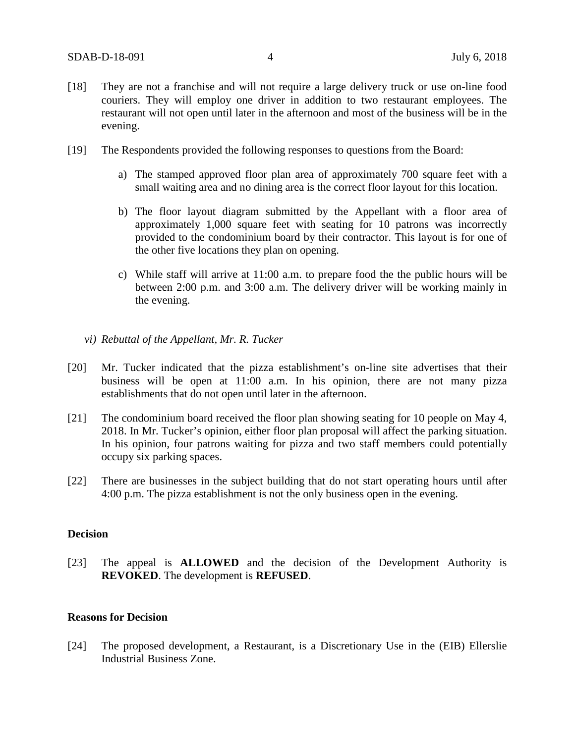[18] They are not a franchise and will not require a large delivery truck or use on-line food couriers. They will employ one driver in addition to two restaurant employees. The restaurant will not open until later in the afternoon and most of the business will be in the evening.

[19] The Respondents provided the following responses to questions from the Board:

a) The stamped approved floor plan area of approximately 700 square feet with a small waiting area and no dining area is the correct floor layout for this location.

b) The floor layout diagram submitted by the Appellant with a floor area of approximately 1,000 square feet with seating for 10 patrons was incorrectly provided to the condominium board by their contractor. This layout is for one of the other five locations they plan on opening.

c) While staff will arrive at 11:00 a.m. to prepare food the the public hours will be between 2:00 p.m. and 3:00 a.m. The delivery driver will be working mainly in the evening.

*vi) Rebuttal of the Appellant, Mr. R. Tucker*

[20] Mr. Tucker indicated that the pizza establishment's on-line site advertises that their business will be open at 11:00 a.m. In his opinion, there are not many pizza establishments that do not open until later in the afternoon.

[21] The condominium board received the floor plan showing seating for 10 people on May 4, 2018. In Mr. Tucker's opinion, either floor plan proposal will affect the parking situation. In his opinion, four patrons waiting for pizza and two staff members could potentially occupy six parking spaces.

[22] There are businesses in the subject building that do not start operating hours until after 4:00 p.m. The pizza establishment is not the only business open in the evening.

**Decision**

[23] The appeal is **ALLOWED** and the decision of the Development Authority is **REVOKED**. The development is **REFUSED**.

**Reasons for Decision**

[24] The proposed development, a Restaurant, is a Discretionary Use in the (EIB) Ellerslie Industrial Business Zone.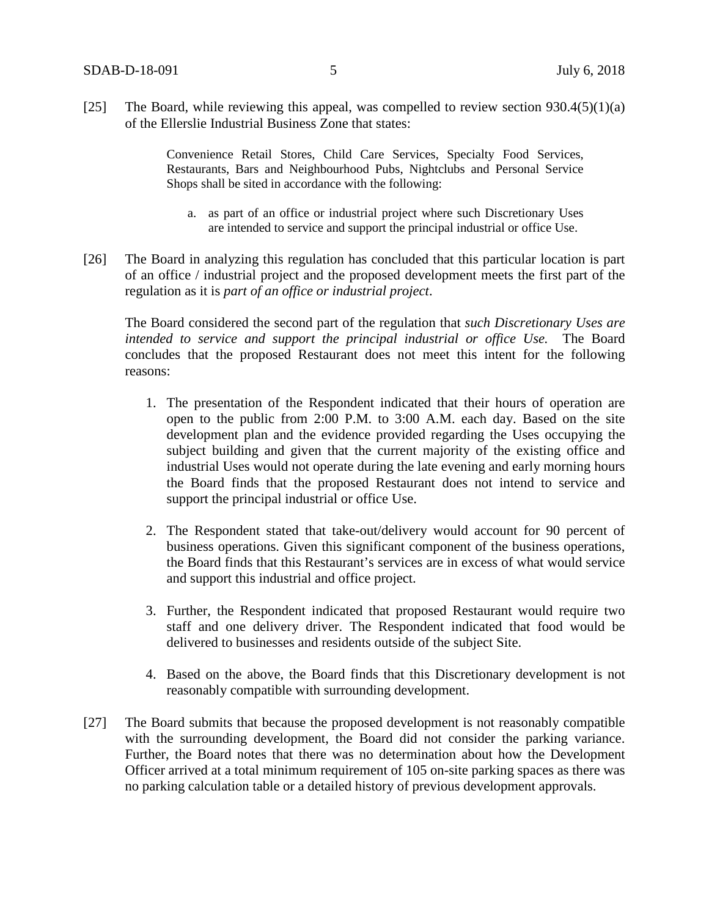[25] The Board, while reviewing this appeal, was compelled to review section 930.4(5)(1)(a) of the Ellerslie Industrial Business Zone that states:

> Convenience Retail Stores, Child Care Services, Specialty Food Services, Restaurants, Bars and Neighbourhood Pubs, Nightclubs and Personal Service Shops shall be sited in accordance with the following:
>
> a. as part of an office or industrial project where such Discretionary Uses are intended to service and support the principal industrial or office Use.

[26] The Board in analyzing this regulation has concluded that this particular location is part of an office / industrial project and the proposed development meets the first part of the regulation as it is *part of an office or industrial project*.

The Board considered the second part of the regulation that *such Discretionary Uses are intended to service and support the principal industrial or office Use.* The Board concludes that the proposed Restaurant does not meet this intent for the following reasons:

1. The presentation of the Respondent indicated that their hours of operation are open to the public from 2:00 P.M. to 3:00 A.M. each day. Based on the site development plan and the evidence provided regarding the Uses occupying the subject building and given that the current majority of the existing office and industrial Uses would not operate during the late evening and early morning hours the Board finds that the proposed Restaurant does not intend to service and support the principal industrial or office Use.

2. The Respondent stated that take-out/delivery would account for 90 percent of business operations. Given this significant component of the business operations, the Board finds that this Restaurant's services are in excess of what would service and support this industrial and office project.

3. Further, the Respondent indicated that proposed Restaurant would require two staff and one delivery driver. The Respondent indicated that food would be delivered to businesses and residents outside of the subject Site.

4. Based on the above, the Board finds that this Discretionary development is not reasonably compatible with surrounding development.

[27] The Board submits that because the proposed development is not reasonably compatible with the surrounding development, the Board did not consider the parking variance. Further, the Board notes that there was no determination about how the Development Officer arrived at a total minimum requirement of 105 on-site parking spaces as there was no parking calculation table or a detailed history of previous development approvals.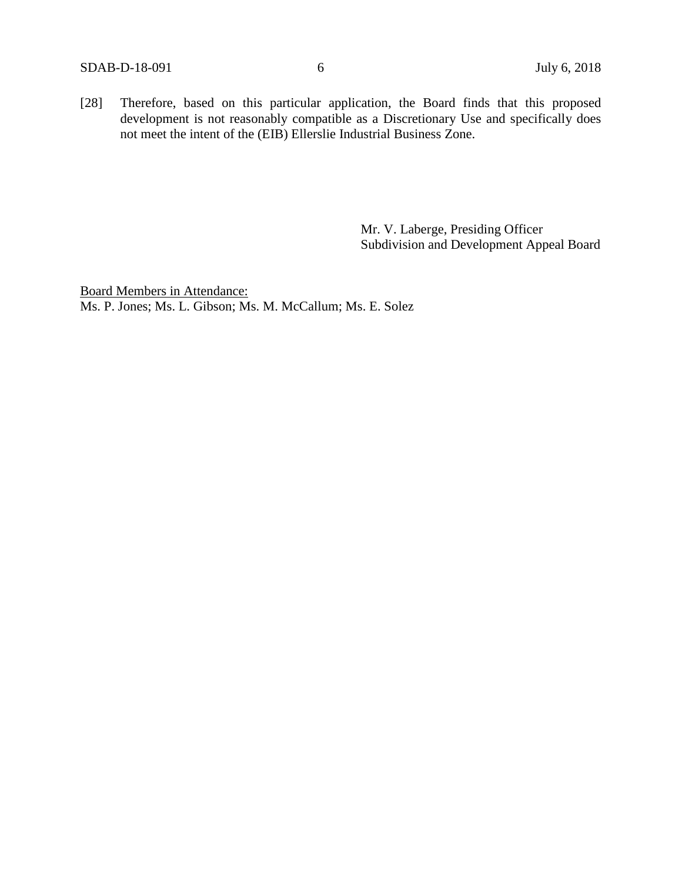[28] Therefore, based on this particular application, the Board finds that this proposed development is not reasonably compatible as a Discretionary Use and specifically does not meet the intent of the (EIB) Ellerslie Industrial Business Zone.

Mr. V. Laberge, Presiding Officer
Subdivision and Development Appeal Board

Board Members in Attendance:
Ms. P. Jones; Ms. L. Gibson; Ms. M. McCallum; Ms. E. Solez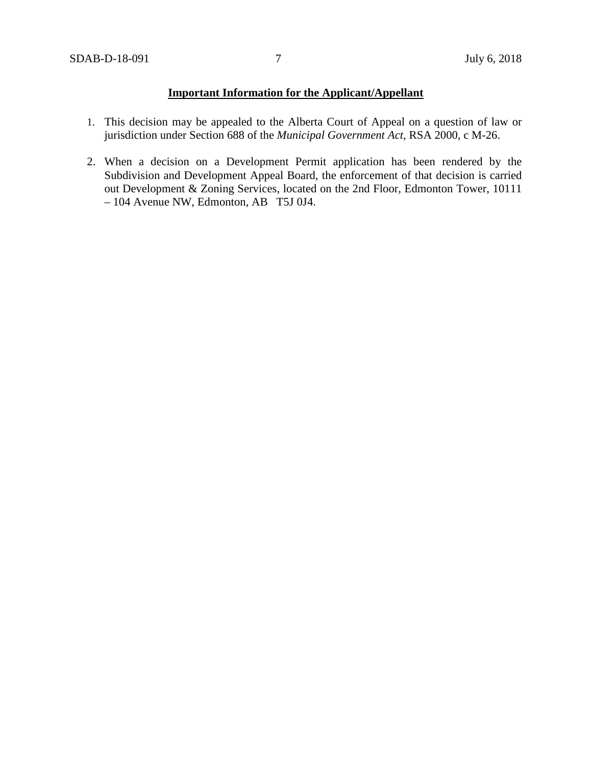**Important Information for the Applicant/Appellant**

1. This decision may be appealed to the Alberta Court of Appeal on a question of law or jurisdiction under Section 688 of the *Municipal Government Act*, RSA 2000, c M-26.

2. When a decision on a Development Permit application has been rendered by the Subdivision and Development Appeal Board, the enforcement of that decision is carried out Development & Zoning Services, located on the 2nd Floor, Edmonton Tower, 10111 – 104 Avenue NW, Edmonton, AB T5J 0J4.